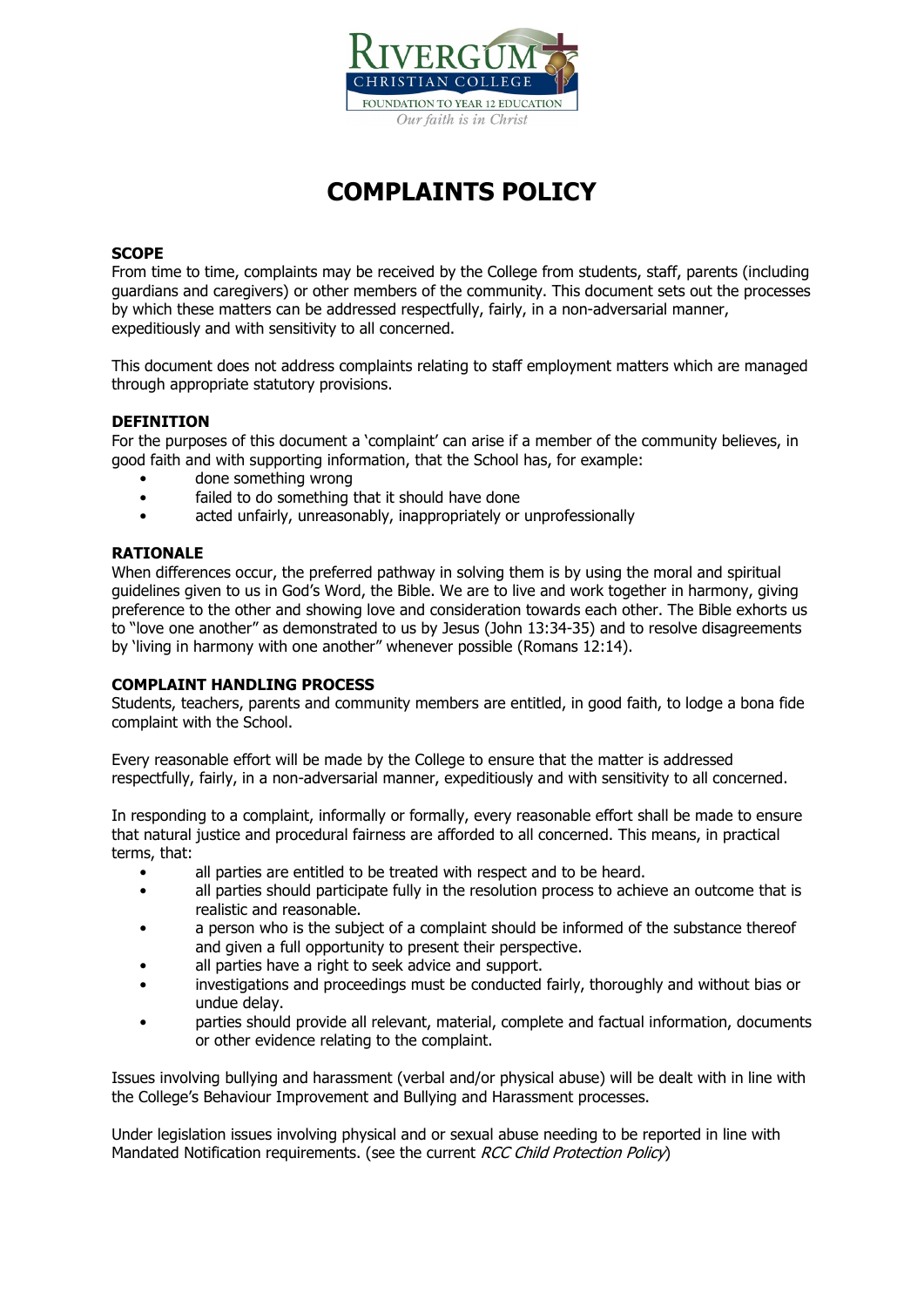RIVERGUM CHRISTIAN COLLEGE

FOUNDATION TO YEAR 12 EDUCATION

*Our faith is in Christ*

# COMPLAINTS POLICY

**SCOPE**

From time to time, complaints may be received by the College from students, staff, parents (including guardians and caregivers) or other members of the community. This document sets out the processes by which these matters can be addressed respectfully, fairly, in a non-adversarial manner, expeditiously and with sensitivity to all concerned.

This document does not address complaints relating to staff employment matters which are managed through appropriate statutory provisions.

**DEFINITION**

For the purposes of this document a 'complaint' can arise if a member of the community believes, in good faith and with supporting information, that the School has, for example:

- done something wrong
- failed to do something that it should have done
- acted unfairly, unreasonably, inappropriately or unprofessionally

**RATIONALE**

When differences occur, the preferred pathway in solving them is by using the moral and spiritual guidelines given to us in God's Word, the Bible. We are to live and work together in harmony, giving preference to the other and showing love and consideration towards each other. The Bible exhorts us to "love one another" as demonstrated to us by Jesus (John 13:34-35) and to resolve disagreements by 'living in harmony with one another" whenever possible (Romans 12:14).

**COMPLAINT HANDLING PROCESS**

Students, teachers, parents and community members are entitled, in good faith, to lodge a bona fide complaint with the School.

Every reasonable effort will be made by the College to ensure that the matter is addressed respectfully, fairly, in a non-adversarial manner, expeditiously and with sensitivity to all concerned.

In responding to a complaint, informally or formally, every reasonable effort shall be made to ensure that natural justice and procedural fairness are afforded to all concerned. This means, in practical terms, that:

- all parties are entitled to be treated with respect and to be heard.
- all parties should participate fully in the resolution process to achieve an outcome that is realistic and reasonable.
- a person who is the subject of a complaint should be informed of the substance thereof and given a full opportunity to present their perspective.
- all parties have a right to seek advice and support.
- investigations and proceedings must be conducted fairly, thoroughly and without bias or undue delay.
- parties should provide all relevant, material, complete and factual information, documents or other evidence relating to the complaint.

Issues involving bullying and harassment (verbal and/or physical abuse) will be dealt with in line with the College's Behaviour Improvement and Bullying and Harassment processes.

Under legislation issues involving physical and or sexual abuse needing to be reported in line with Mandated Notification requirements. (see the current *RCC Child Protection Policy*)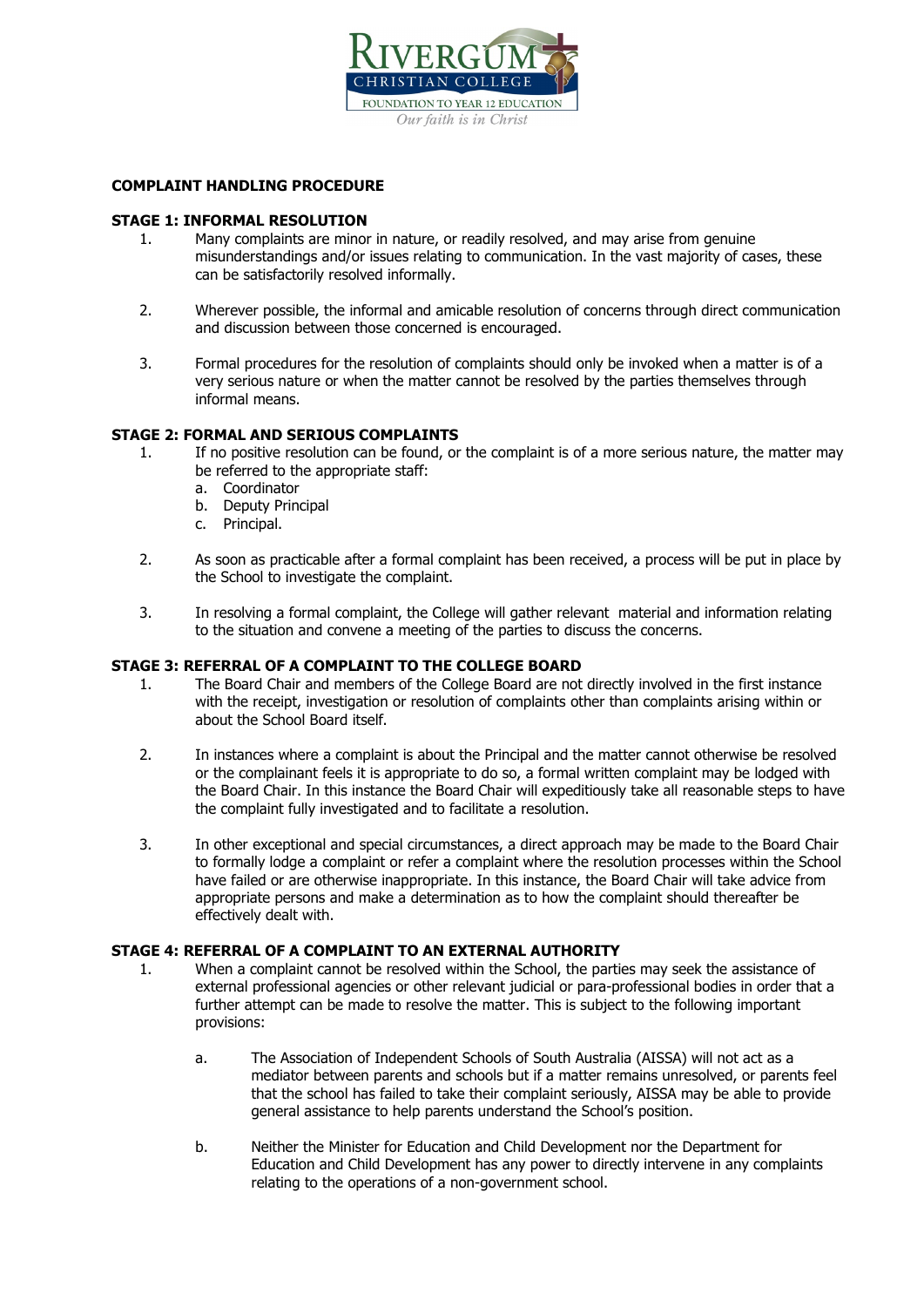## COMPLAINT HANDLING PROCEDURE

### STAGE 1: INFORMAL RESOLUTION

1. Many complaints are minor in nature, or readily resolved, and may arise from genuine misunderstandings and/or issues relating to communication. In the vast majority of cases, these can be satisfactorily resolved informally.

2. Wherever possible, the informal and amicable resolution of concerns through direct communication and discussion between those concerned is encouraged.

3. Formal procedures for the resolution of complaints should only be invoked when a matter is of a very serious nature or when the matter cannot be resolved by the parties themselves through informal means.

### STAGE 2: FORMAL AND SERIOUS COMPLAINTS

1. If no positive resolution can be found, or the complaint is of a more serious nature, the matter may be referred to the appropriate staff:
   a. Coordinator
   b. Deputy Principal
   c. Principal.

2. As soon as practicable after a formal complaint has been received, a process will be put in place by the School to investigate the complaint.

3. In resolving a formal complaint, the College will gather relevant material and information relating to the situation and convene a meeting of the parties to discuss the concerns.

### STAGE 3: REFERRAL OF A COMPLAINT TO THE COLLEGE BOARD

1. The Board Chair and members of the College Board are not directly involved in the first instance with the receipt, investigation or resolution of complaints other than complaints arising within or about the School Board itself.

2. In instances where a complaint is about the Principal and the matter cannot otherwise be resolved or the complainant feels it is appropriate to do so, a formal written complaint may be lodged with the Board Chair. In this instance the Board Chair will expeditiously take all reasonable steps to have the complaint fully investigated and to facilitate a resolution.

3. In other exceptional and special circumstances, a direct approach may be made to the Board Chair to formally lodge a complaint or refer a complaint where the resolution processes within the School have failed or are otherwise inappropriate. In this instance, the Board Chair will take advice from appropriate persons and make a determination as to how the complaint should thereafter be effectively dealt with.

### STAGE 4: REFERRAL OF A COMPLAINT TO AN EXTERNAL AUTHORITY

1. When a complaint cannot be resolved within the School, the parties may seek the assistance of external professional agencies or other relevant judicial or para-professional bodies in order that a further attempt can be made to resolve the matter. This is subject to the following important provisions:

   a. The Association of Independent Schools of South Australia (AISSA) will not act as a mediator between parents and schools but if a matter remains unresolved, or parents feel that the school has failed to take their complaint seriously, AISSA may be able to provide general assistance to help parents understand the School's position.

   b. Neither the Minister for Education and Child Development nor the Department for Education and Child Development has any power to directly intervene in any complaints relating to the operations of a non-government school.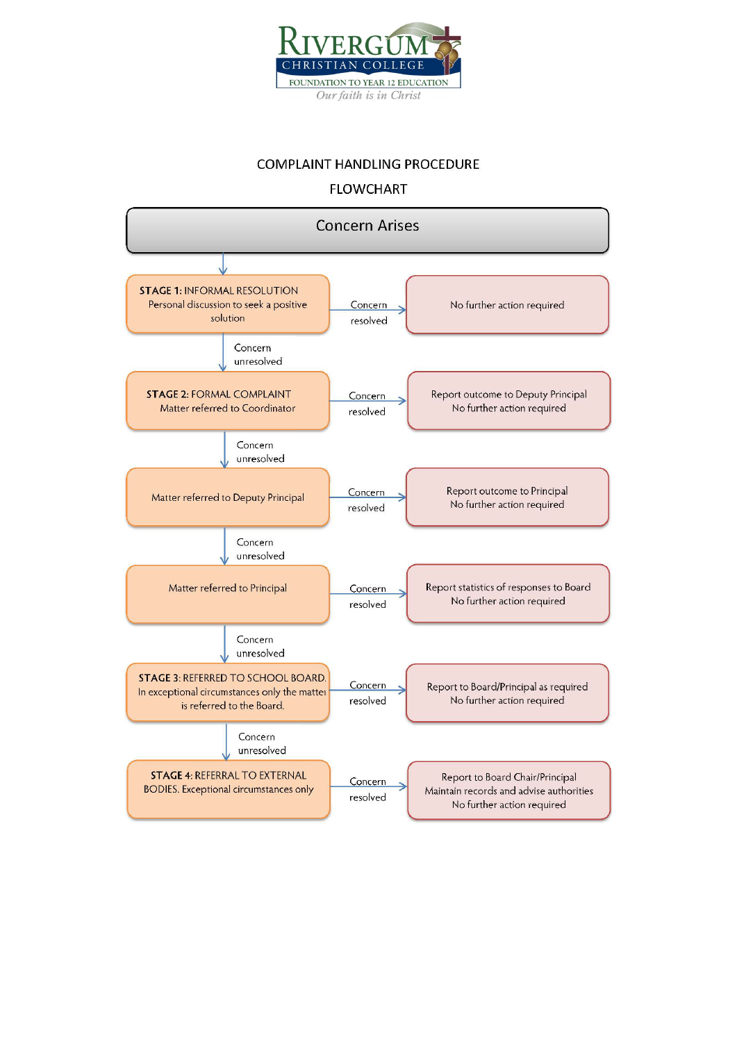RIVERGUM CHRISTIAN COLLEGE

FOUNDATION TO YEAR 12 EDUCATION

*Our faith is in Christ*

# COMPLAINT HANDLING PROCEDURE

## FLOWCHART

**Concern Arises**

↓

**STAGE 1:** INFORMAL RESOLUTION
Personal discussion to seek a positive solution

→ Concern resolved → No further action required

↓ Concern unresolved

**STAGE 2:** FORMAL COMPLAINT
Matter referred to Coordinator

→ Concern resolved → Report outcome to Deputy Principal. No further action required

↓ Concern unresolved

Matter referred to Deputy Principal

→ Concern resolved → Report outcome to Principal. No further action required

↓ Concern unresolved

Matter referred to Principal

→ Concern resolved → Report statistics of responses to Board. No further action required

↓ Concern unresolved

**STAGE 3:** REFERRED TO SCHOOL BOARD.
In exceptional circumstances only the matter is referred to the Board.

→ Concern resolved → Report to Board/Principal as required. No further action required

↓ Concern unresolved

**STAGE 4:** REFERRAL TO EXTERNAL BODIES. Exceptional circumstances only

→ Concern resolved → Report to Board Chair/Principal. Maintain records and advise authorities. No further action required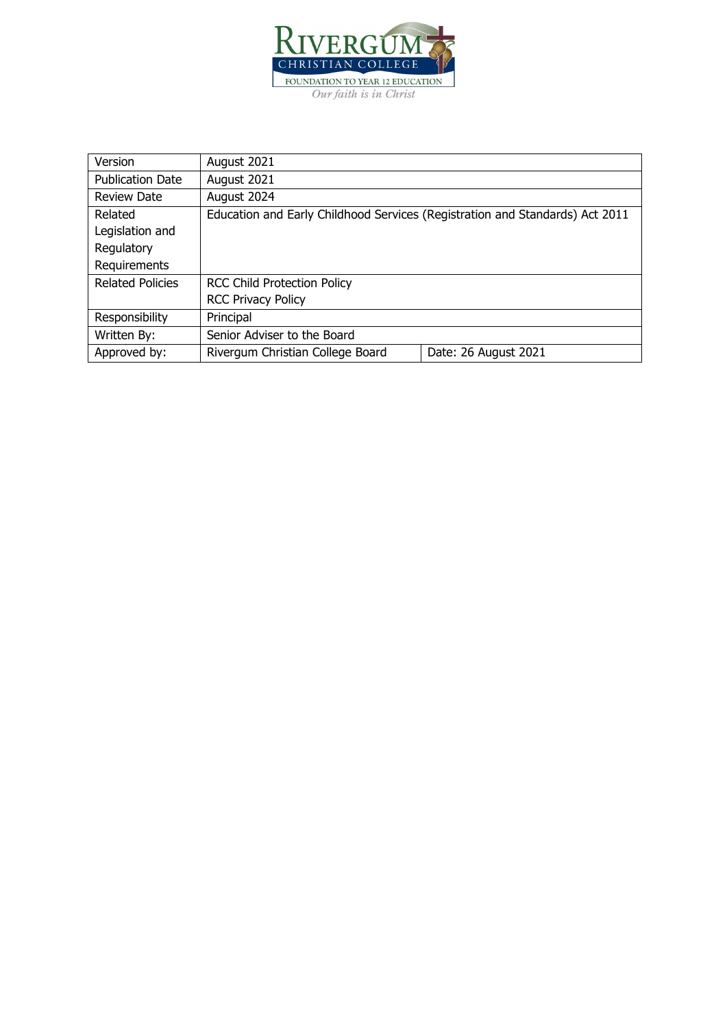| | | |
|---|---|---|
| Version | August 2021 | |
| Publication Date | August 2021 | |
| Review Date | August 2024 | |
| Related Legislation and Regulatory Requirements | Education and Early Childhood Services (Registration and Standards) Act 2011 | |
| Related Policies | RCC Child Protection Policy<br>RCC Privacy Policy | |
| Responsibility | Principal | |
| Written By: | Senior Adviser to the Board | |
| Approved by: | Rivergum Christian College Board | Date: 26 August 2021 |